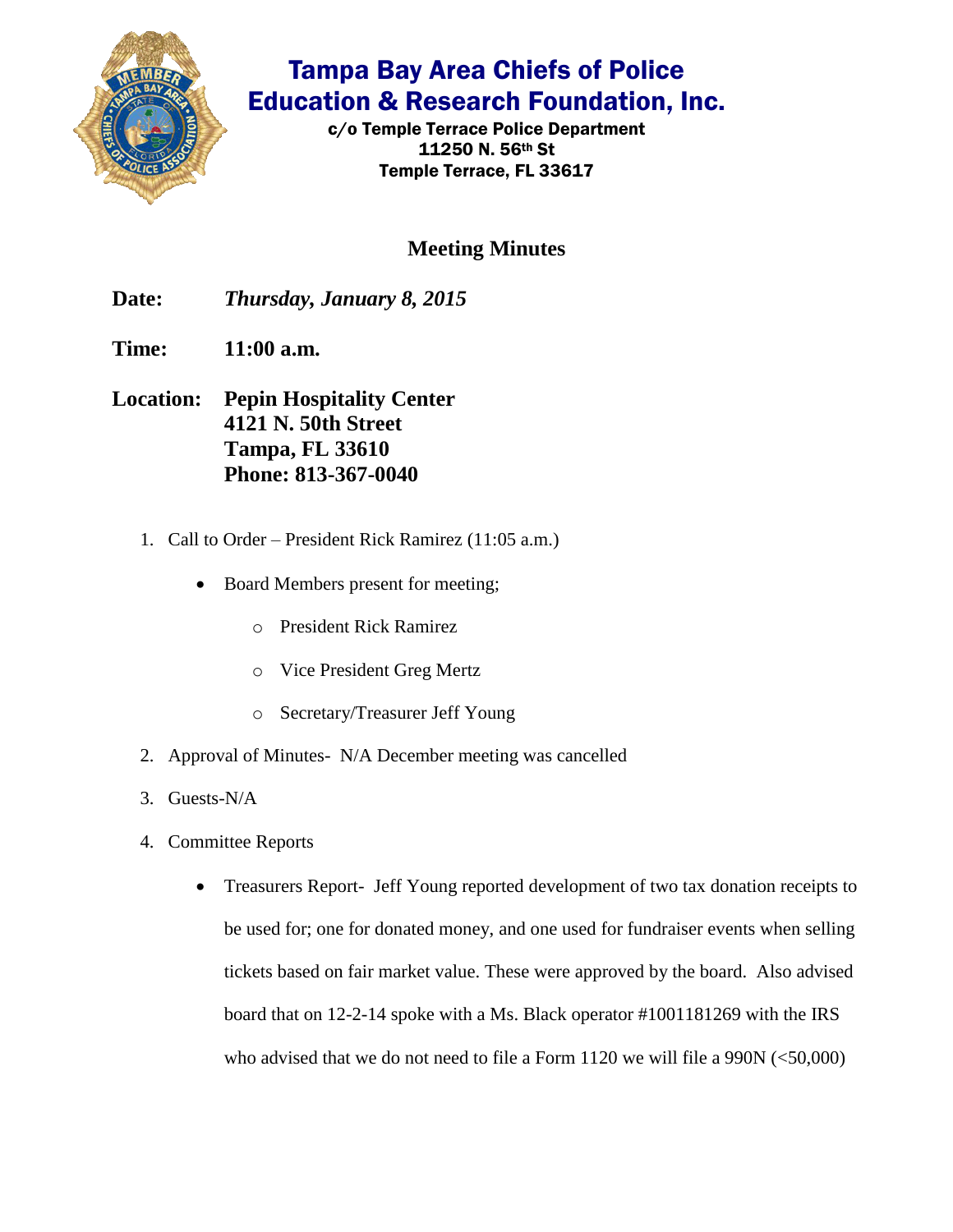# Tampa Bay Area Chiefs of Police Education & Research Foundation, Inc.

c/o Temple Terrace Police Department
11250 N. 56th St
Temple Terrace, FL 33617

## Meeting Minutes

**Date:** ***Thursday, January 8, 2015***

**Time:** **11:00 a.m.**

**Location:** **Pepin Hospitality Center**
**4121 N. 50th Street**
**Tampa, FL 33610**
**Phone: 813-367-0040**

1. Call to Order – President Rick Ramirez (11:05 a.m.)
   - Board Members present for meeting;
     - President Rick Ramirez
     - Vice President Greg Mertz
     - Secretary/Treasurer Jeff Young
2. Approval of Minutes- N/A December meeting was cancelled
3. Guests-N/A
4. Committee Reports
   - Treasurers Report- Jeff Young reported development of two tax donation receipts to be used for; one for donated money, and one used for fundraiser events when selling tickets based on fair market value. These were approved by the board. Also advised board that on 12-2-14 spoke with a Ms. Black operator #1001181269 with the IRS who advised that we do not need to file a Form 1120 we will file a 990N (<50,000)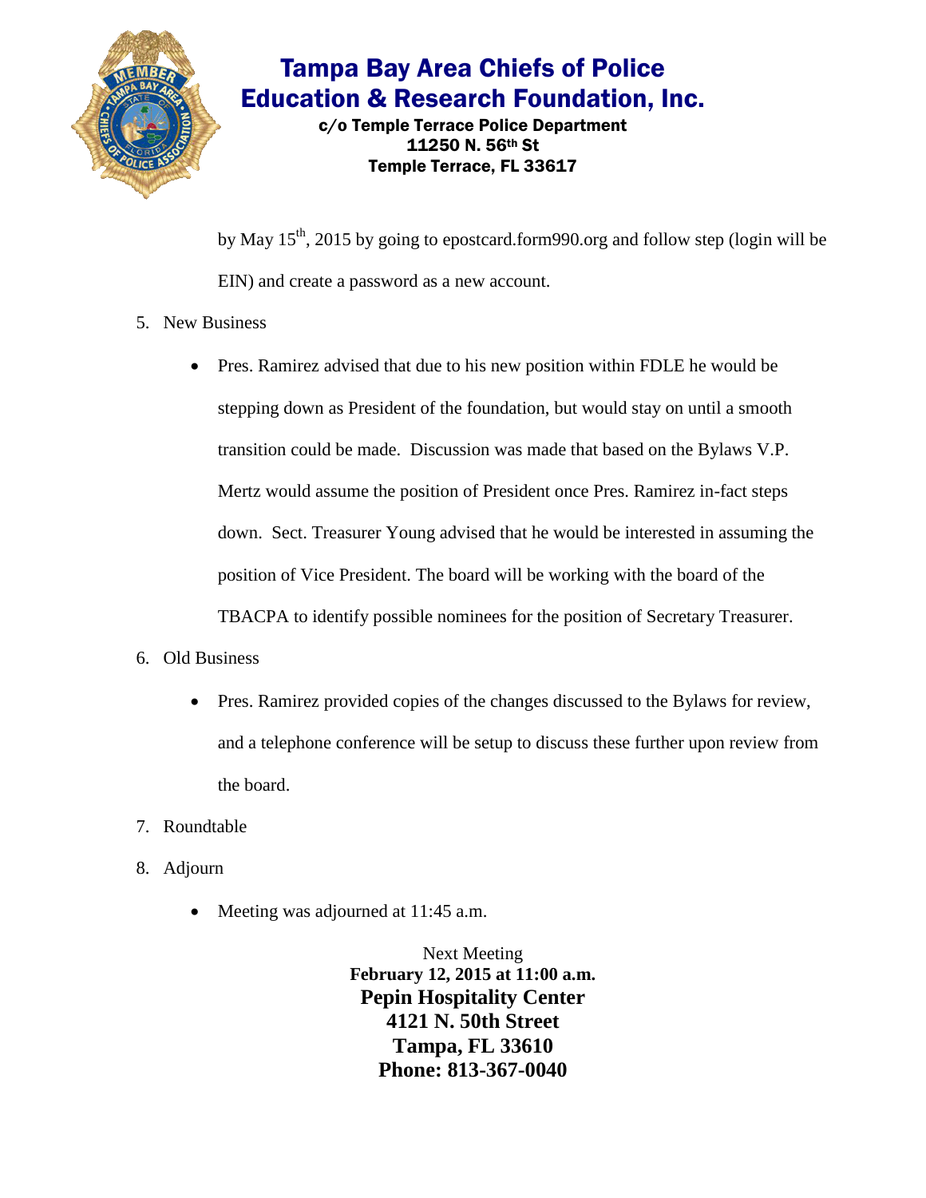# Tampa Bay Area Chiefs of Police Education & Research Foundation, Inc.

**c/o Temple Terrace Police Department**
**11250 N. 56th St**
**Temple Terrace, FL 33617**

by May 15th, 2015 by going to epostcard.form990.org and follow step (login will be EIN) and create a password as a new account.

5. New Business

   - Pres. Ramirez advised that due to his new position within FDLE he would be stepping down as President of the foundation, but would stay on until a smooth transition could be made. Discussion was made that based on the Bylaws V.P. Mertz would assume the position of President once Pres. Ramirez in-fact steps down. Sect. Treasurer Young advised that he would be interested in assuming the position of Vice President. The board will be working with the board of the TBACPA to identify possible nominees for the position of Secretary Treasurer.

6. Old Business

   - Pres. Ramirez provided copies of the changes discussed to the Bylaws for review, and a telephone conference will be setup to discuss these further upon review from the board.

7. Roundtable

8. Adjourn

   - Meeting was adjourned at 11:45 a.m.

Next Meeting
**February 12, 2015 at 11:00 a.m.**
**Pepin Hospitality Center**
**4121 N. 50th Street**
**Tampa, FL 33610**
**Phone: 813-367-0040**